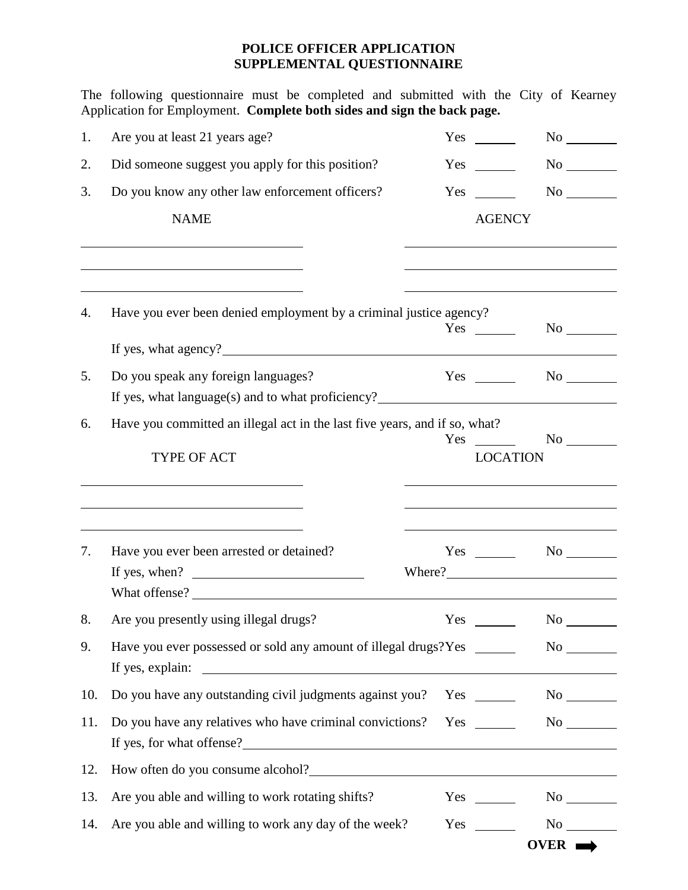# POLICE OFFICER APPLICATION
# SUPPLEMENTAL QUESTIONNAIRE

The following questionnaire must be completed and submitted with the City of Kearney Application for Employment. **Complete both sides and sign the back page.**

1. Are you at least 21 years age? Yes ______ No ________

2. Did someone suggest you apply for this position? Yes ______ No ________

3. Do you know any other law enforcement officers? Yes ______ No ________

| NAME | AGENCY |
| --- | --- |
| | |
| | |
| | |

4. Have you ever been denied employment by a criminal justice agency? Yes ______ No ________

   If yes, what agency? ________________________________

5. Do you speak any foreign languages? Yes ______ No ________

   If yes, what language(s) and to what proficiency? ________________________________

6. Have you committed an illegal act in the last five years, and if so, what? Yes ______ No ________

| TYPE OF ACT | LOCATION |
| --- | --- |
| | |
| | |
| | |

7. Have you ever been arrested or detained? Yes ______ No ________

   If yes, when? ______________ Where? ______________

   What offense? ________________________________

8. Are you presently using illegal drugs? Yes ______ No ________

9. Have you ever possessed or sold any amount of illegal drugs? Yes ______ No ________

   If yes, explain: ________________________________

10. Do you have any outstanding civil judgments against you? Yes ______ No ________

11. Do you have any relatives who have criminal convictions? Yes ______ No ________

    If yes, for what offense? ________________________________

12. How often do you consume alcohol? ________________________________

13. Are you able and willing to work rotating shifts? Yes ______ No ________

14. Are you able and willing to work any day of the week? Yes ______ No ________

**OVER ➡**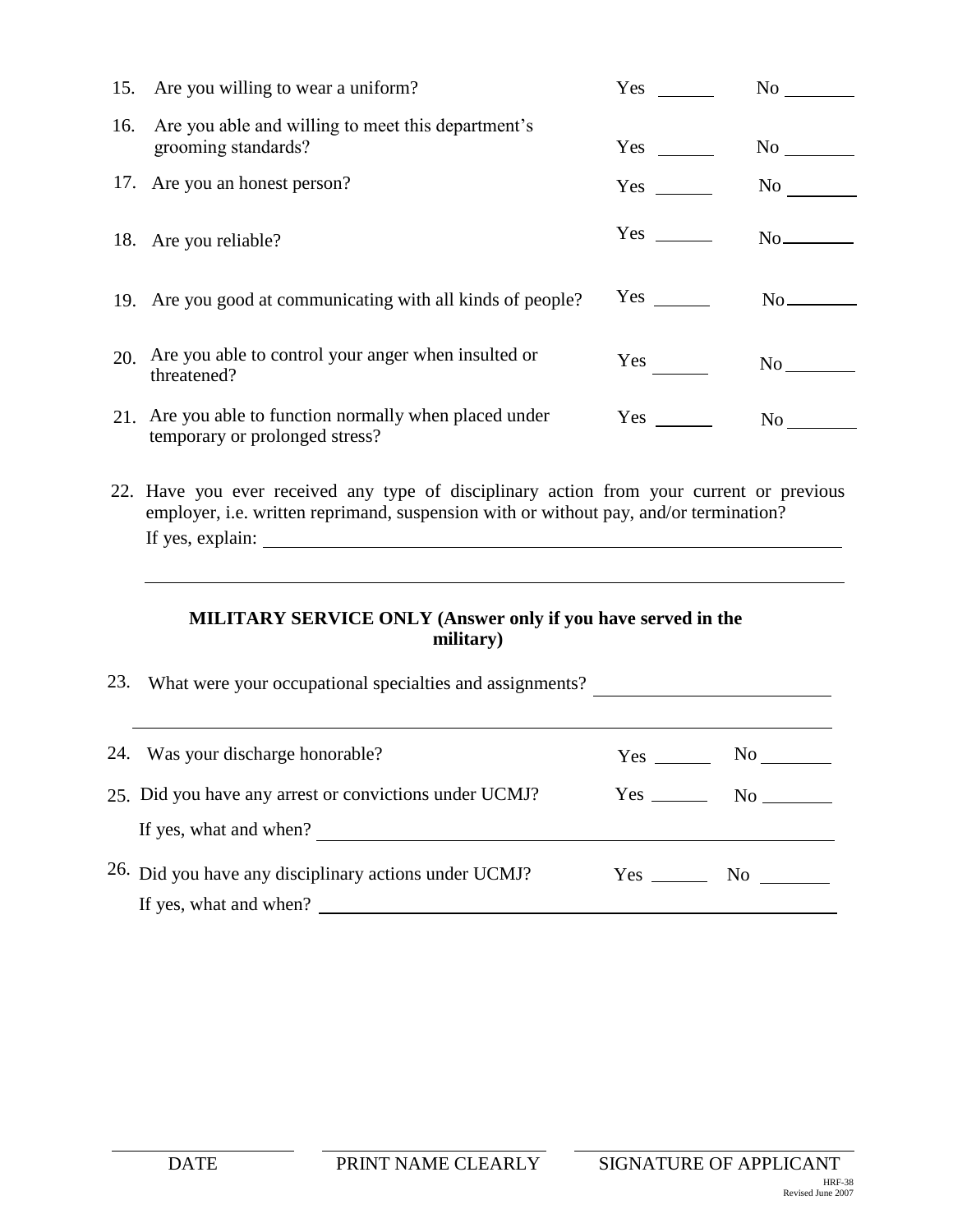15. Are you willing to wear a uniform? Yes ______ No ______

16. Are you able and willing to meet this department's grooming standards? Yes ______ No ______

17. Are you an honest person? Yes ______ No ______

18. Are you reliable? Yes ______ No ______

19. Are you good at communicating with all kinds of people? Yes ______ No ______

20. Are you able to control your anger when insulted or threatened? Yes ______ No ______

21. Are you able to function normally when placed under temporary or prolonged stress? Yes ______ No ______

22. Have you ever received any type of disciplinary action from your current or previous employer, i.e. written reprimand, suspension with or without pay, and/or termination?
If yes, explain: ____________________________________________

____________________________________________

**MILITARY SERVICE ONLY (Answer only if you have served in the military)**

23. What were your occupational specialties and assignments? ______________________

____________________________________________

24. Was your discharge honorable? Yes ______ No ______

25. Did you have any arrest or convictions under UCMJ? Yes ______ No ______
If yes, what and when? ____________________________________________

26. Did you have any disciplinary actions under UCMJ? Yes ______ No ______
If yes, what and when? ____________________________________________

______________________ ______________________ ______________________
DATE PRINT NAME CLEARLY SIGNATURE OF APPLICANT

HRF-38
Revised June 2007